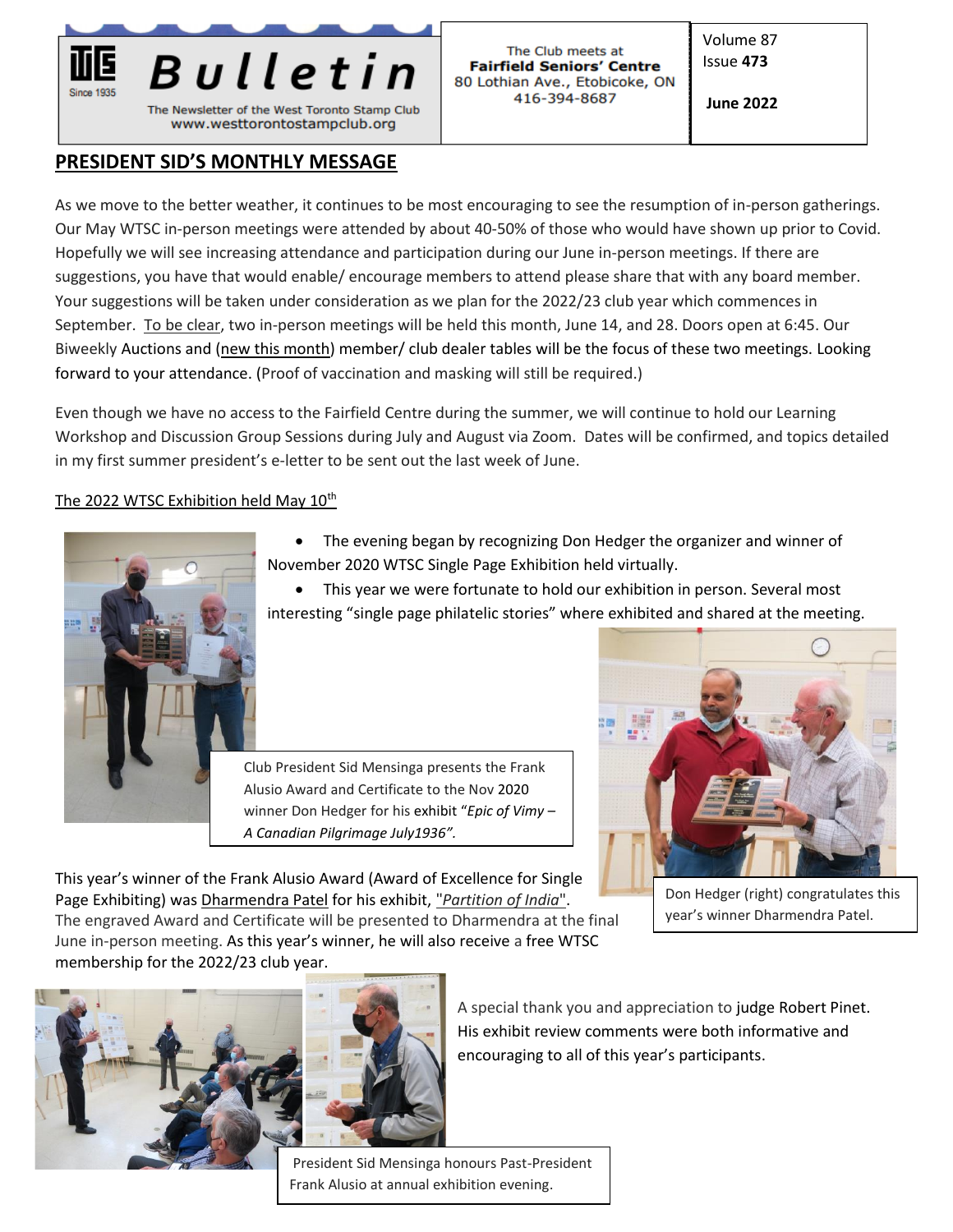# Bulletin

The Newsletter of the West Toronto Stamp Club
www.westtorontostampclub.org

Since 1935

The Club meets at
**Fairfield Seniors' Centre**
80 Lothian Ave., Etobicoke, ON
416-394-8687

Volume 87
Issue **473**

**June 2022**

## PRESIDENT SID'S MONTHLY MESSAGE

As we move to the better weather, it continues to be most encouraging to see the resumption of in-person gatherings. Our May WTSC in-person meetings were attended by about 40-50% of those who would have shown up prior to Covid. Hopefully we will see increasing attendance and participation during our June in-person meetings. If there are suggestions, you have that would enable/ encourage members to attend please share that with any board member. Your suggestions will be taken under consideration as we plan for the 2022/23 club year which commences in September. To be clear, two in-person meetings will be held this month, June 14, and 28. Doors open at 6:45. Our Biweekly Auctions and (new this month) member/ club dealer tables will be the focus of these two meetings. Looking forward to your attendance. (Proof of vaccination and masking will still be required.)

Even though we have no access to the Fairfield Centre during the summer, we will continue to hold our Learning Workshop and Discussion Group Sessions during July and August via Zoom. Dates will be confirmed, and topics detailed in my first summer president's e-letter to be sent out the last week of June.

### The 2022 WTSC Exhibition held May 10th

- The evening began by recognizing Don Hedger the organizer and winner of November 2020 WTSC Single Page Exhibition held virtually.
- This year we were fortunate to hold our exhibition in person. Several most interesting "single page philatelic stories" where exhibited and shared at the meeting.

Club President Sid Mensinga presents the Frank Alusio Award and Certificate to the Nov 2020 winner Don Hedger for his exhibit "*Epic of Vimy – A Canadian Pilgrimage July1936".*

Don Hedger (right) congratulates this year's winner Dharmendra Patel.

This year's winner of the Frank Alusio Award (Award of Excellence for Single Page Exhibiting) was Dharmendra Patel for his exhibit, "*Partition of India*". The engraved Award and Certificate will be presented to Dharmendra at the final June in-person meeting. As this year's winner, he will also receive a free WTSC membership for the 2022/23 club year.

A special thank you and appreciation to judge Robert Pinet. His exhibit review comments were both informative and encouraging to all of this year's participants.

President Sid Mensinga honours Past-President Frank Alusio at annual exhibition evening.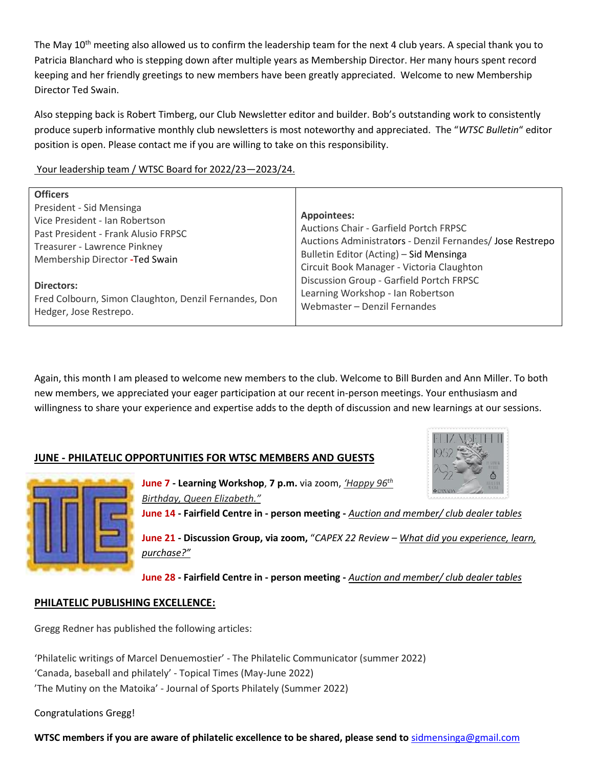The May 10th meeting also allowed us to confirm the leadership team for the next 4 club years. A special thank you to Patricia Blanchard who is stepping down after multiple years as Membership Director. Her many hours spent record keeping and her friendly greetings to new members have been greatly appreciated. Welcome to new Membership Director Ted Swain.

Also stepping back is Robert Timberg, our Club Newsletter editor and builder. Bob's outstanding work to consistently produce superb informative monthly club newsletters is most noteworthy and appreciated. The "*WTSC Bulletin*" editor position is open. Please contact me if you are willing to take on this responsibility.

Your leadership team / WTSC Board for 2022/23—2023/24.

| **Officers**<br>President - Sid Mensinga<br>Vice President - Ian Robertson<br>Past President - Frank Alusio FRPSC<br>Treasurer - Lawrence Pinkney<br>Membership Director -Ted Swain<br><br>**Directors:**<br>Fred Colbourn, Simon Claughton, Denzil Fernandes, Don Hedger, Jose Restrepo. | **Appointees:**<br>Auctions Chair - Garfield Portch FRPSC<br>Auctions Administrators - Denzil Fernandes/ Jose Restrepo<br>Bulletin Editor (Acting) – Sid Mensinga<br>Circuit Book Manager - Victoria Claughton<br>Discussion Group - Garfield Portch FRPSC<br>Learning Workshop - Ian Robertson<br>Webmaster – Denzil Fernandes |
|---|---|

Again, this month I am pleased to welcome new members to the club. Welcome to Bill Burden and Ann Miller. To both new members, we appreciated your eager participation at our recent in-person meetings. Your enthusiasm and willingness to share your experience and expertise adds to the depth of discussion and new learnings at our sessions.

## JUNE - PHILATELIC OPPORTUNITIES FOR WTSC MEMBERS AND GUESTS

**June 7 - Learning Workshop**, **7 p.m.** via zoom, *'Happy 96th Birthday, Queen Elizabeth."*

**June 14 - Fairfield Centre in - person meeting -** *Auction and member/ club dealer tables*

**June 21 - Discussion Group, via zoom,** "*CAPEX 22 Review – What did you experience, learn, purchase?"*

**June 28 - Fairfield Centre in - person meeting -** *Auction and member/ club dealer tables*

## PHILATELIC PUBLISHING EXCELLENCE:

Gregg Redner has published the following articles:

'Philatelic writings of Marcel Denuemostier' - The Philatelic Communicator (summer 2022)
'Canada, baseball and philately' - Topical Times (May-June 2022)
'The Mutiny on the Matoika' - Journal of Sports Philately (Summer 2022)

Congratulations Gregg!

**WTSC members if you are aware of philatelic excellence to be shared, please send to** sidmensinga@gmail.com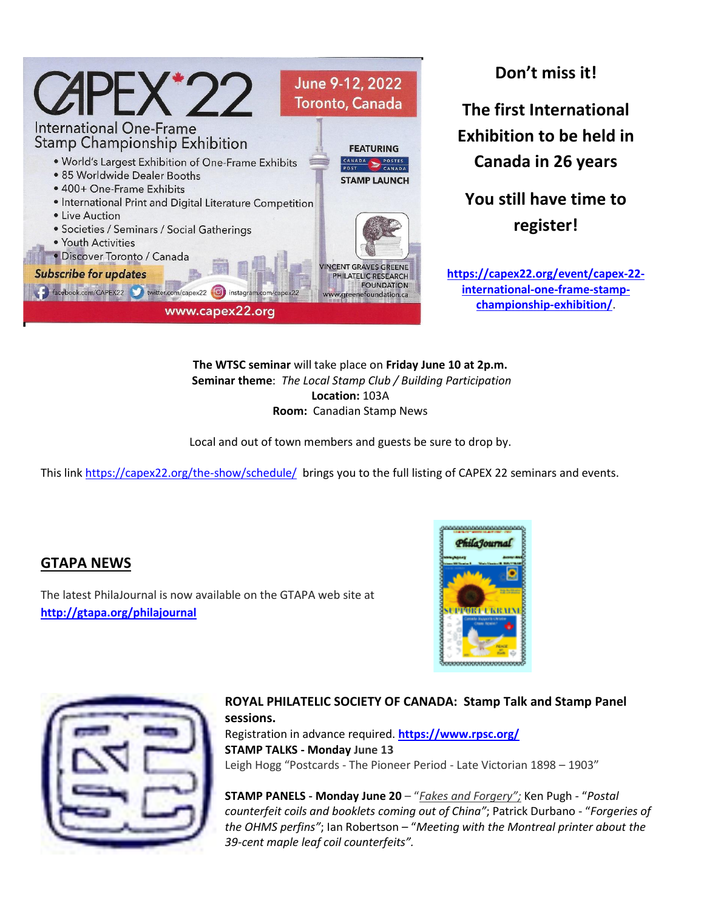# CAPEX 22

International One-Frame Stamp Championship Exhibition

**June 9-12, 2022 Toronto, Canada**

- World's Largest Exhibition of One-Frame Exhibits
- 85 Worldwide Dealer Booths
- 400+ One-Frame Exhibits
- International Print and Digital Literature Competition
- Live Auction
- Societies / Seminars / Social Gatherings
- Youth Activities
- Discover Toronto / Canada

FEATURING CANADA POST / POSTES CANADA STAMP LAUNCH

VINCENT GRAVES GREENE PHILATELIC RESEARCH FOUNDATION www.greenefoundation.ca

*Subscribe for updates* facebook.com/CAPEX22 twitter.com/capex22 instagram.com/capex22

www.capex22.org

**Don't miss it!**

**The first International Exhibition to be held in Canada in 26 years**

**You still have time to register!**

**https://capex22.org/event/capex-22-international-one-frame-stamp-championship-exhibition/**.

**The WTSC seminar** will take place on **Friday June 10 at 2p.m.**
**Seminar theme**: *The Local Stamp Club / Building Participation*
**Location:** 103A
**Room:** Canadian Stamp News

Local and out of town members and guests be sure to drop by.

This link https://capex22.org/the-show/schedule/ brings you to the full listing of CAPEX 22 seminars and events.

## GTAPA NEWS

The latest PhilaJournal is now available on the GTAPA web site at **http://gtapa.org/philajournal**

**ROYAL PHILATELIC SOCIETY OF CANADA: Stamp Talk and Stamp Panel sessions.**
Registration in advance required. **https://www.rpsc.org/**
**STAMP TALKS - Monday June 13**
Leigh Hogg "Postcards - The Pioneer Period - Late Victorian 1898 – 1903"

**STAMP PANELS - Monday June 20** – "*Fakes and Forgery";* Ken Pugh - "*Postal counterfeit coils and booklets coming out of China"*; Patrick Durbano - "*Forgeries of the OHMS perfins"*; Ian Robertson – "*Meeting with the Montreal printer about the 39-cent maple leaf coil counterfeits".*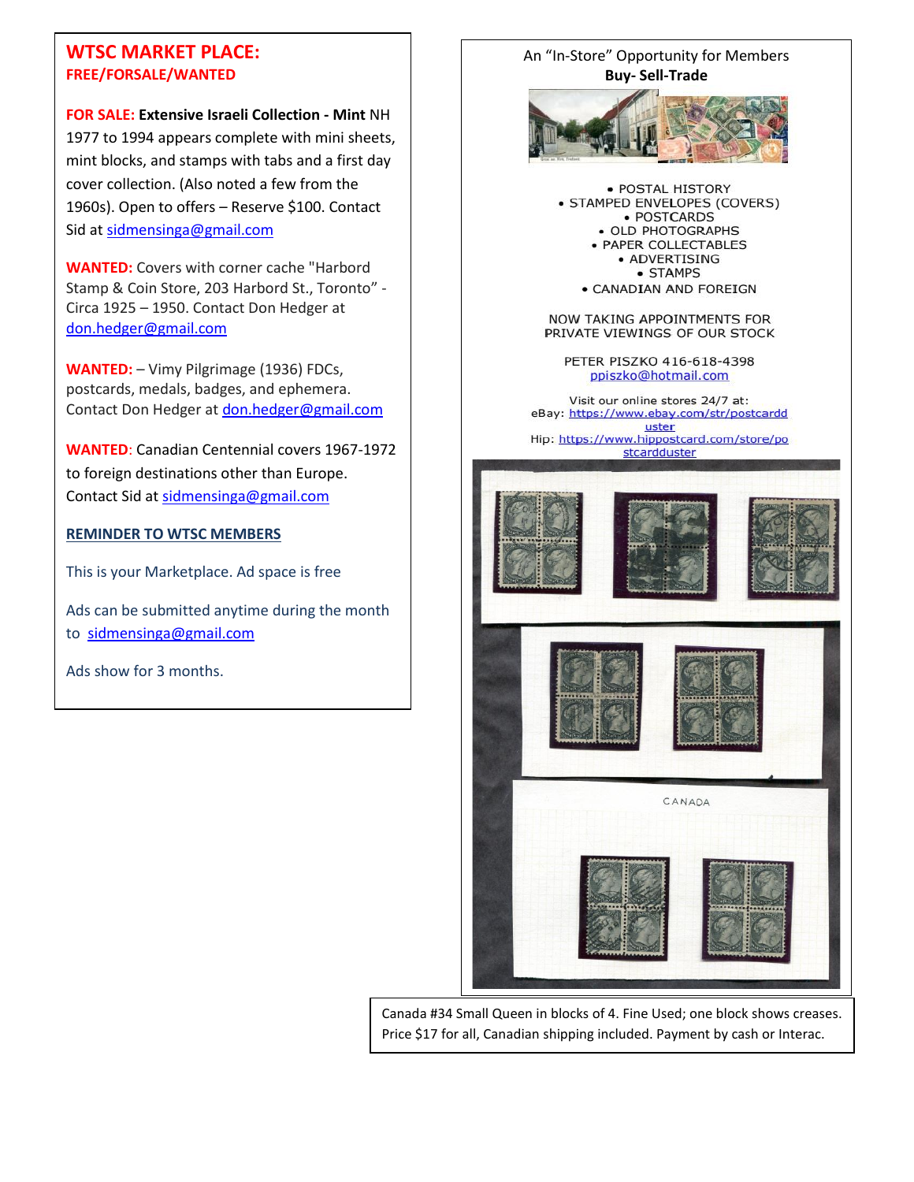## WTSC MARKET PLACE:
### FREE/FORSALE/WANTED

**FOR SALE: Extensive Israeli Collection - Mint** NH 1977 to 1994 appears complete with mini sheets, mint blocks, and stamps with tabs and a first day cover collection. (Also noted a few from the 1960s). Open to offers – Reserve $100. Contact Sid at sidmensinga@gmail.com

**WANTED:** Covers with corner cache "Harbord Stamp & Coin Store, 203 Harbord St., Toronto" - Circa 1925 – 1950. Contact Don Hedger at don.hedger@gmail.com

**WANTED:** – Vimy Pilgrimage (1936) FDCs, postcards, medals, badges, and ephemera. Contact Don Hedger at don.hedger@gmail.com

**WANTED**: Canadian Centennial covers 1967-1972 to foreign destinations other than Europe. Contact Sid at sidmensinga@gmail.com

**REMINDER TO WTSC MEMBERS**

This is your Marketplace. Ad space is free

Ads can be submitted anytime during the month to sidmensinga@gmail.com

Ads show for 3 months.

An "In-Store" Opportunity for Members
**Buy- Sell-Trade**

- POSTAL HISTORY
- STAMPED ENVELOPES (COVERS)
- POSTCARDS
- OLD PHOTOGRAPHS
- PAPER COLLECTABLES
- ADVERTISING
- STAMPS
- CANADIAN AND FOREIGN

NOW TAKING APPOINTMENTS FOR PRIVATE VIEWINGS OF OUR STOCK

PETER PISZKO 416-618-4398
ppiszko@hotmail.com

Visit our online stores 24/7 at:
eBay: https://www.ebay.com/str/postcardduster
Hip: https://www.hippostcard.com/store/postcardduster

CANADA

Canada #34 Small Queen in blocks of 4. Fine Used; one block shows creases. Price $17 for all, Canadian shipping included. Payment by cash or Interac.